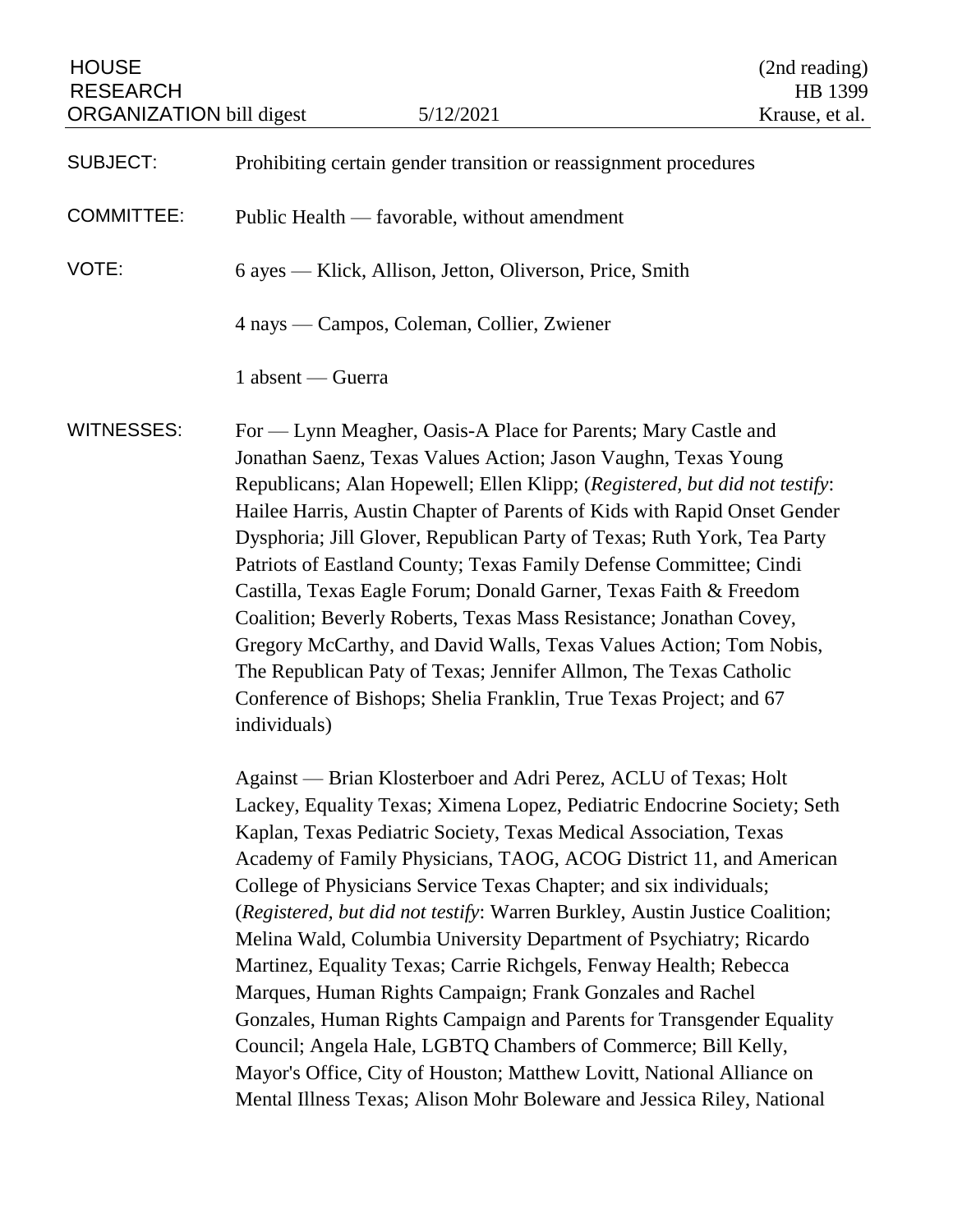HOUSE RESEARCH ORGANIZATION bill digest | 5/12/2021 | (2nd reading) HB 1399 Krause, et al.

SUBJECT: Prohibiting certain gender transition or reassignment procedures

COMMITTEE: Public Health — favorable, without amendment

VOTE: 6 ayes — Klick, Allison, Jetton, Oliverson, Price, Smith

4 nays — Campos, Coleman, Collier, Zwiener

1 absent — Guerra

WITNESSES: For — Lynn Meagher, Oasis-A Place for Parents; Mary Castle and Jonathan Saenz, Texas Values Action; Jason Vaughn, Texas Young Republicans; Alan Hopewell; Ellen Klipp; (*Registered, but did not testify*: Hailee Harris, Austin Chapter of Parents of Kids with Rapid Onset Gender Dysphoria; Jill Glover, Republican Party of Texas; Ruth York, Tea Party Patriots of Eastland County; Texas Family Defense Committee; Cindi Castilla, Texas Eagle Forum; Donald Garner, Texas Faith & Freedom Coalition; Beverly Roberts, Texas Mass Resistance; Jonathan Covey, Gregory McCarthy, and David Walls, Texas Values Action; Tom Nobis, The Republican Paty of Texas; Jennifer Allmon, The Texas Catholic Conference of Bishops; Shelia Franklin, True Texas Project; and 67 individuals)

Against — Brian Klosterboer and Adri Perez, ACLU of Texas; Holt Lackey, Equality Texas; Ximena Lopez, Pediatric Endocrine Society; Seth Kaplan, Texas Pediatric Society, Texas Medical Association, Texas Academy of Family Physicians, TAOG, ACOG District 11, and American College of Physicians Service Texas Chapter; and six individuals; (*Registered, but did not testify*: Warren Burkley, Austin Justice Coalition; Melina Wald, Columbia University Department of Psychiatry; Ricardo Martinez, Equality Texas; Carrie Richgels, Fenway Health; Rebecca Marques, Human Rights Campaign; Frank Gonzales and Rachel Gonzales, Human Rights Campaign and Parents for Transgender Equality Council; Angela Hale, LGBTQ Chambers of Commerce; Bill Kelly, Mayor's Office, City of Houston; Matthew Lovitt, National Alliance on Mental Illness Texas; Alison Mohr Boleware and Jessica Riley, National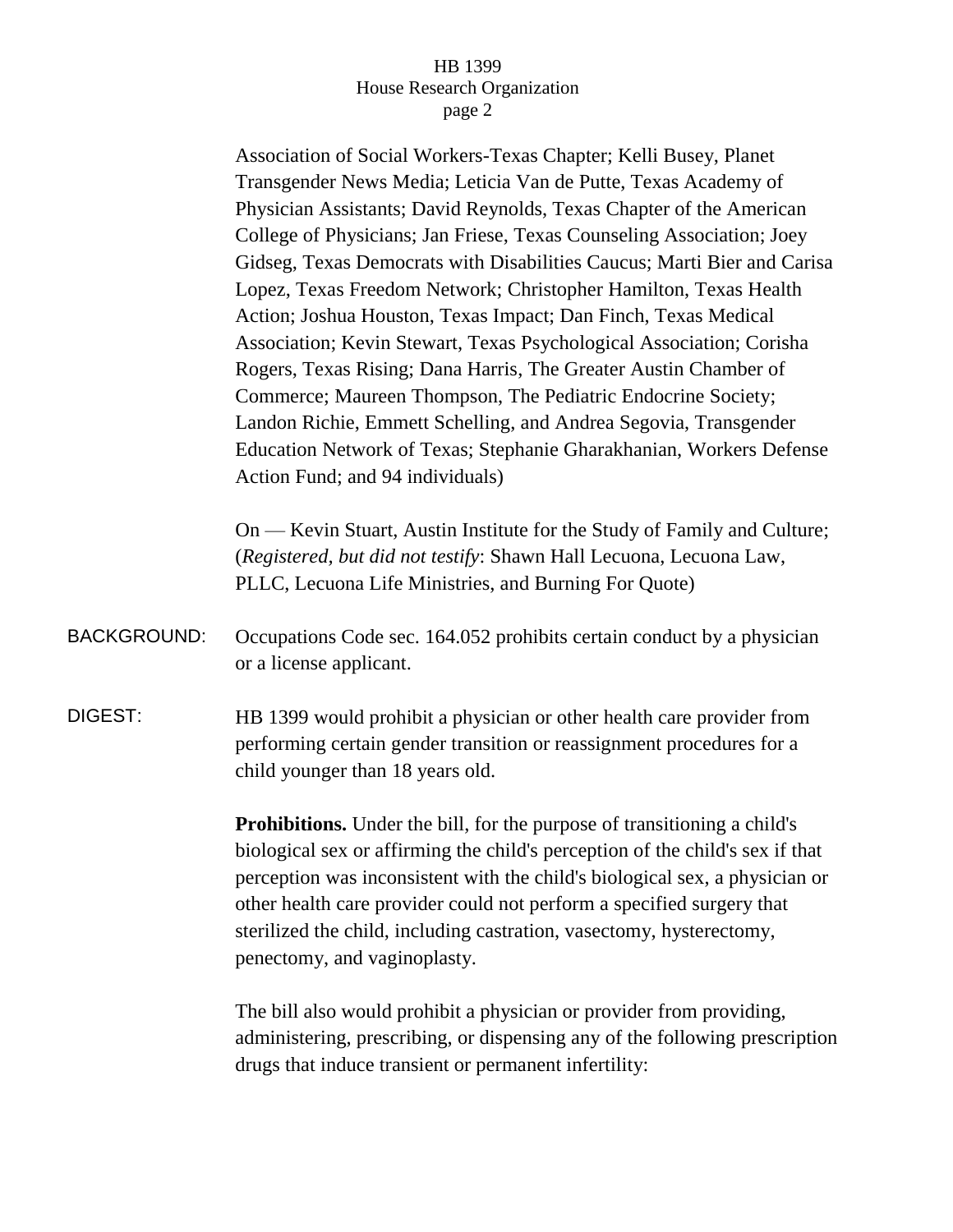Association of Social Workers-Texas Chapter; Kelli Busey, Planet Transgender News Media; Leticia Van de Putte, Texas Academy of Physician Assistants; David Reynolds, Texas Chapter of the American College of Physicians; Jan Friese, Texas Counseling Association; Joey Gidseg, Texas Democrats with Disabilities Caucus; Marti Bier and Carisa Lopez, Texas Freedom Network; Christopher Hamilton, Texas Health Action; Joshua Houston, Texas Impact; Dan Finch, Texas Medical Association; Kevin Stewart, Texas Psychological Association; Corisha Rogers, Texas Rising; Dana Harris, The Greater Austin Chamber of Commerce; Maureen Thompson, The Pediatric Endocrine Society; Landon Richie, Emmett Schelling, and Andrea Segovia, Transgender Education Network of Texas; Stephanie Gharakhanian, Workers Defense Action Fund; and 94 individuals)

On — Kevin Stuart, Austin Institute for the Study of Family and Culture; (*Registered, but did not testify*: Shawn Hall Lecuona, Lecuona Law, PLLC, Lecuona Life Ministries, and Burning For Quote)

BACKGROUND: Occupations Code sec. 164.052 prohibits certain conduct by a physician or a license applicant.

DIGEST: HB 1399 would prohibit a physician or other health care provider from performing certain gender transition or reassignment procedures for a child younger than 18 years old.

**Prohibitions.** Under the bill, for the purpose of transitioning a child's biological sex or affirming the child's perception of the child's sex if that perception was inconsistent with the child's biological sex, a physician or other health care provider could not perform a specified surgery that sterilized the child, including castration, vasectomy, hysterectomy, penectomy, and vaginoplasty.

The bill also would prohibit a physician or provider from providing, administering, prescribing, or dispensing any of the following prescription drugs that induce transient or permanent infertility: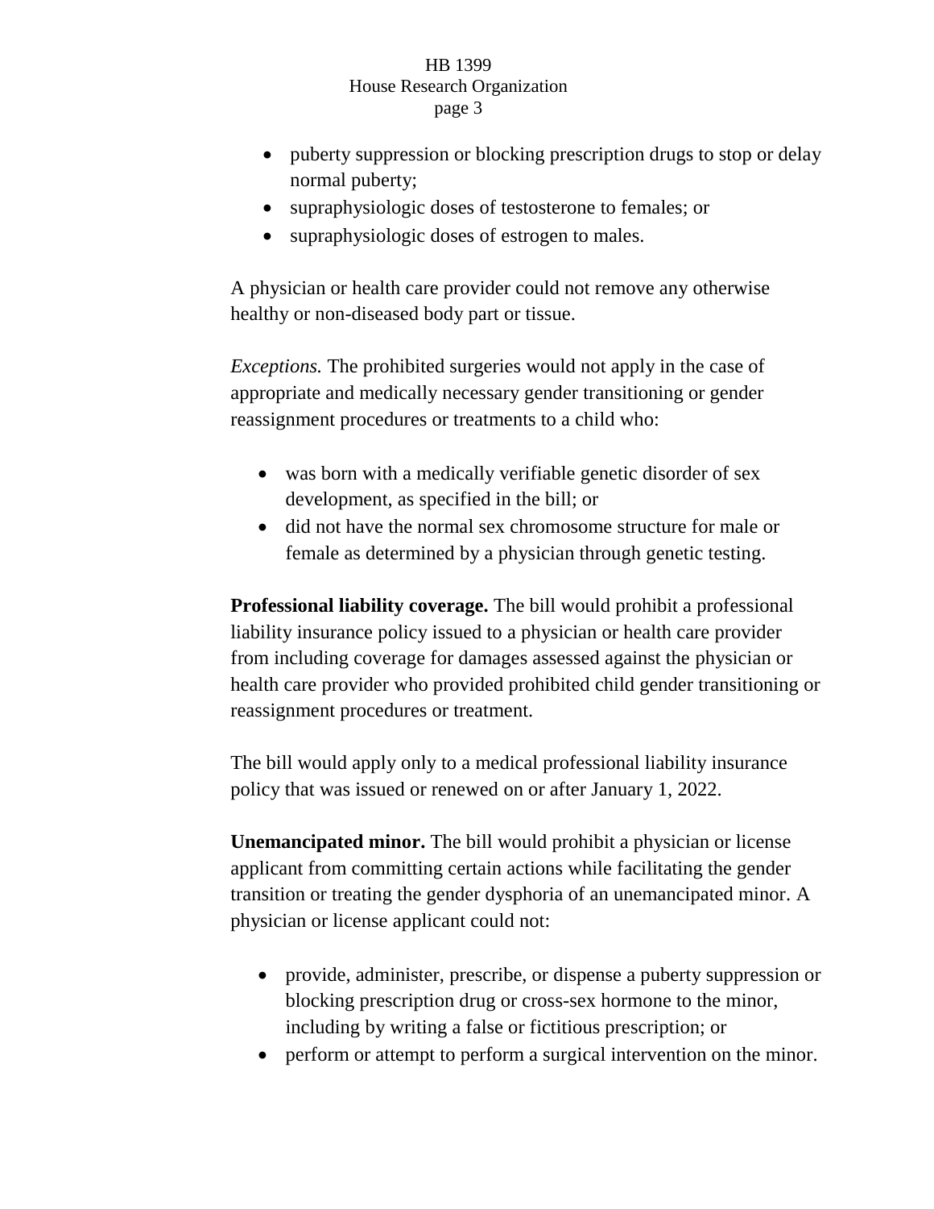- puberty suppression or blocking prescription drugs to stop or delay normal puberty;
- supraphysiologic doses of testosterone to females; or
- supraphysiologic doses of estrogen to males.

A physician or health care provider could not remove any otherwise healthy or non-diseased body part or tissue.

*Exceptions.* The prohibited surgeries would not apply in the case of appropriate and medically necessary gender transitioning or gender reassignment procedures or treatments to a child who:

- was born with a medically verifiable genetic disorder of sex development, as specified in the bill; or
- did not have the normal sex chromosome structure for male or female as determined by a physician through genetic testing.

**Professional liability coverage.** The bill would prohibit a professional liability insurance policy issued to a physician or health care provider from including coverage for damages assessed against the physician or health care provider who provided prohibited child gender transitioning or reassignment procedures or treatment.

The bill would apply only to a medical professional liability insurance policy that was issued or renewed on or after January 1, 2022.

**Unemancipated minor.** The bill would prohibit a physician or license applicant from committing certain actions while facilitating the gender transition or treating the gender dysphoria of an unemancipated minor. A physician or license applicant could not:

- provide, administer, prescribe, or dispense a puberty suppression or blocking prescription drug or cross-sex hormone to the minor, including by writing a false or fictitious prescription; or
- perform or attempt to perform a surgical intervention on the minor.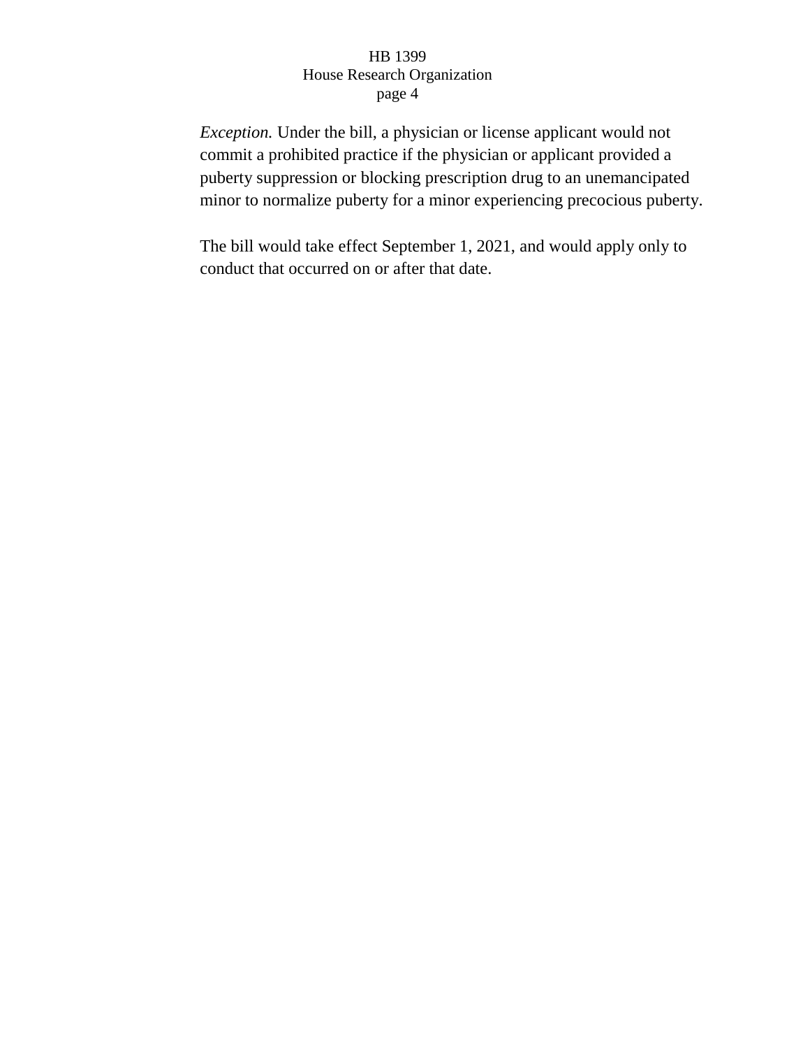*Exception.* Under the bill, a physician or license applicant would not commit a prohibited practice if the physician or applicant provided a puberty suppression or blocking prescription drug to an unemancipated minor to normalize puberty for a minor experiencing precocious puberty.

The bill would take effect September 1, 2021, and would apply only to conduct that occurred on or after that date.